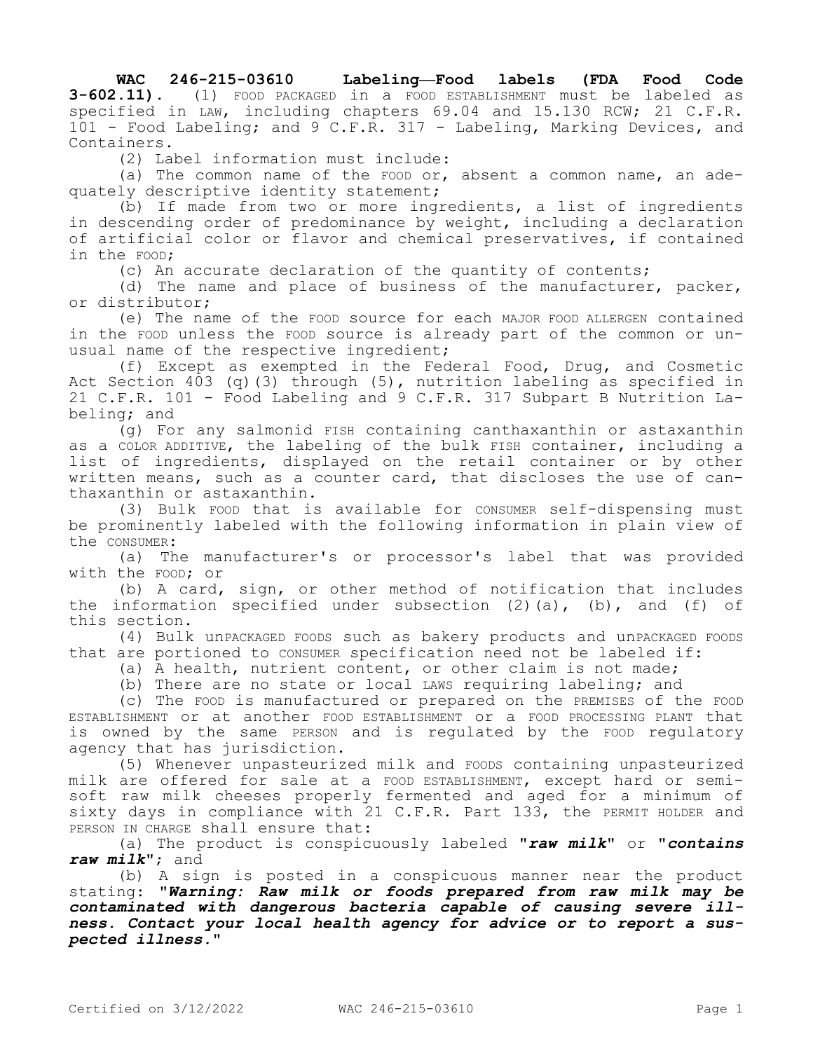**WAC 246-215-03610 Labeling—Food labels (FDA Food Code 3-602.11).** (1) FOOD PACKAGED in a FOOD ESTABLISHMENT must be labeled as specified in LAW, including chapters 69.04 and 15.130 RCW; 21 C.F.R. 101 - Food Labeling; and 9 C.F.R. 317 - Labeling, Marking Devices, and Containers.

(2) Label information must include:

(a) The common name of the FOOD or, absent a common name, an adequately descriptive identity statement;

(b) If made from two or more ingredients, a list of ingredients in descending order of predominance by weight, including a declaration of artificial color or flavor and chemical preservatives, if contained in the FOOD;

(c) An accurate declaration of the quantity of contents;

(d) The name and place of business of the manufacturer, packer, or distributor;

(e) The name of the FOOD source for each MAJOR FOOD ALLERGEN contained in the FOOD unless the FOOD source is already part of the common or unusual name of the respective ingredient;

(f) Except as exempted in the Federal Food, Drug, and Cosmetic Act Section 403 (q)(3) through (5), nutrition labeling as specified in 21 C.F.R. 101 - Food Labeling and 9 C.F.R. 317 Subpart B Nutrition Labeling; and

(g) For any salmonid FISH containing canthaxanthin or astaxanthin as a COLOR ADDITIVE, the labeling of the bulk FISH container, including a list of ingredients, displayed on the retail container or by other written means, such as a counter card, that discloses the use of canthaxanthin or astaxanthin.

(3) Bulk FOOD that is available for CONSUMER self-dispensing must be prominently labeled with the following information in plain view of the CONSUMER:

(a) The manufacturer's or processor's label that was provided with the FOOD; or

(b) A card, sign, or other method of notification that includes the information specified under subsection (2)(a), (b), and (f) of this section.

(4) Bulk unPACKAGED FOODS such as bakery products and unPACKAGED FOODS that are portioned to CONSUMER specification need not be labeled if:

(a) A health, nutrient content, or other claim is not made;

(b) There are no state or local LAWS requiring labeling; and

(c) The FOOD is manufactured or prepared on the PREMISES of the FOOD ESTABLISHMENT or at another FOOD ESTABLISHMENT or a FOOD PROCESSING PLANT that is owned by the same PERSON and is regulated by the FOOD regulatory agency that has jurisdiction.

(5) Whenever unpasteurized milk and FOODS containing unpasteurized milk are offered for sale at a FOOD ESTABLISHMENT, except hard or semi-soft raw milk cheeses properly fermented and aged for a minimum of sixty days in compliance with 21 C.F.R. Part 133, the PERMIT HOLDER and PERSON IN CHARGE shall ensure that:

(a) The product is conspicuously labeled "***raw milk***" or "***contains raw milk***"; and

(b) A sign is posted in a conspicuous manner near the product stating: "***Warning: Raw milk or foods prepared from raw milk may be contaminated with dangerous bacteria capable of causing severe illness. Contact your local health agency for advice or to report a suspected illness.***"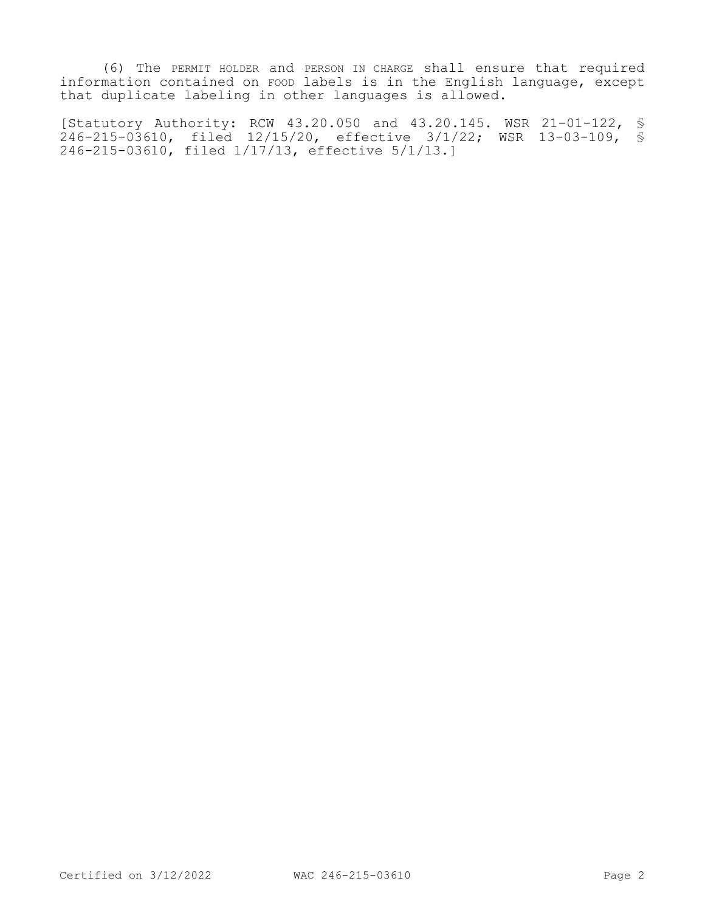(6) The PERMIT HOLDER and PERSON IN CHARGE shall ensure that required information contained on FOOD labels is in the English language, except that duplicate labeling in other languages is allowed.

[Statutory Authority: RCW 43.20.050 and 43.20.145. WSR 21-01-122, § 246-215-03610, filed 12/15/20, effective 3/1/22; WSR 13-03-109, § 246-215-03610, filed 1/17/13, effective 5/1/13.]